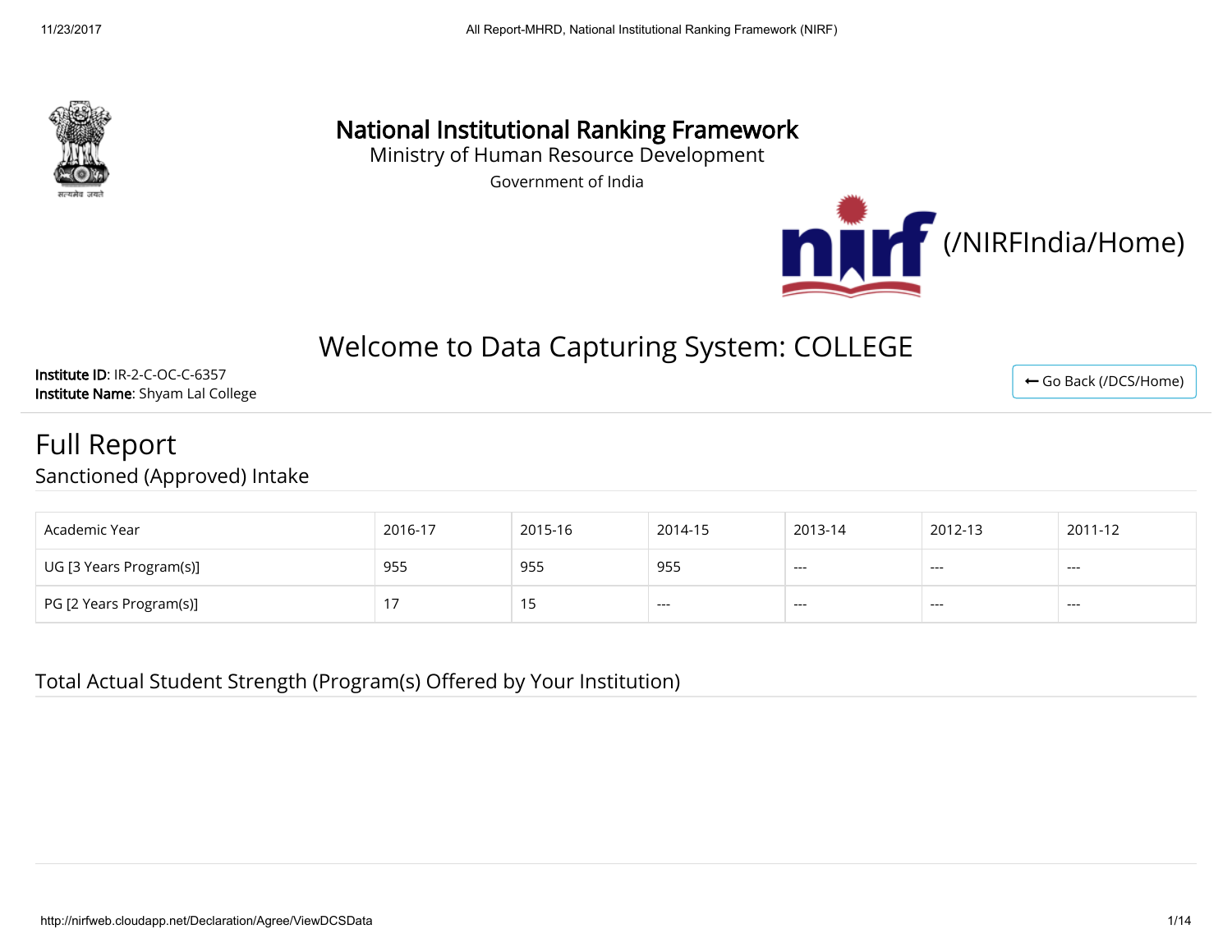# National Institutional Ranking Framework

Ministry of Human Resource Development

Government of India

(/NIRFIndia/Home)

## Welcome to Data Capturing System: COLLEGE

**Institute ID**: IR-2-C-OC-C-6357
**Institute Name**: Shyam Lal College

⟵ Go Back (/DCS/Home)

# Full Report

## Sanctioned (Approved) Intake

| Academic Year | 2016-17 | 2015-16 | 2014-15 | 2013-14 | 2012-13 | 2011-12 |
|---|---|---|---|---|---|---|
| UG [3 Years Program(s)] | 955 | 955 | 955 | --- | --- | --- |
| PG [2 Years Program(s)] | 17 | 15 | --- | --- | --- | --- |

## Total Actual Student Strength (Program(s) Offered by Your Institution)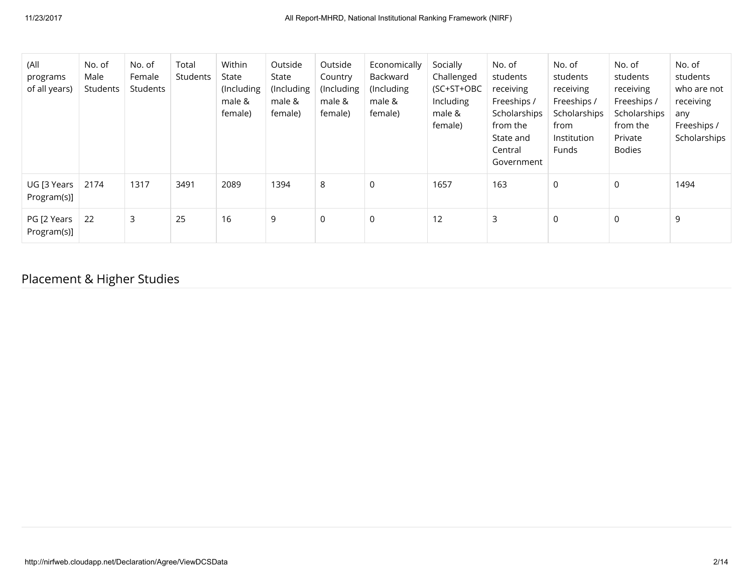| (All programs of all years) | No. of Male Students | No. of Female Students | Total Students | Within State (Including male & female) | Outside State (Including male & female) | Outside Country (Including male & female) | Economically Backward (Including male & female) | Socially Challenged (SC+ST+OBC Including male & female) | No. of students receiving Freeships / Scholarships from the State and Central Government | No. of students receiving Freeships / Scholarships from Institution Funds | No. of students receiving Freeships / Scholarships from the Private Bodies | No. of students who are not receiving any Freeships / Scholarships |
|---|---|---|---|---|---|---|---|---|---|---|---|---|
| UG [3 Years Program(s)] | 2174 | 1317 | 3491 | 2089 | 1394 | 8 | 0 | 1657 | 163 | 0 | 0 | 1494 |
| PG [2 Years Program(s)] | 22 | 3 | 25 | 16 | 9 | 0 | 0 | 12 | 3 | 0 | 0 | 9 |

## Placement & Higher Studies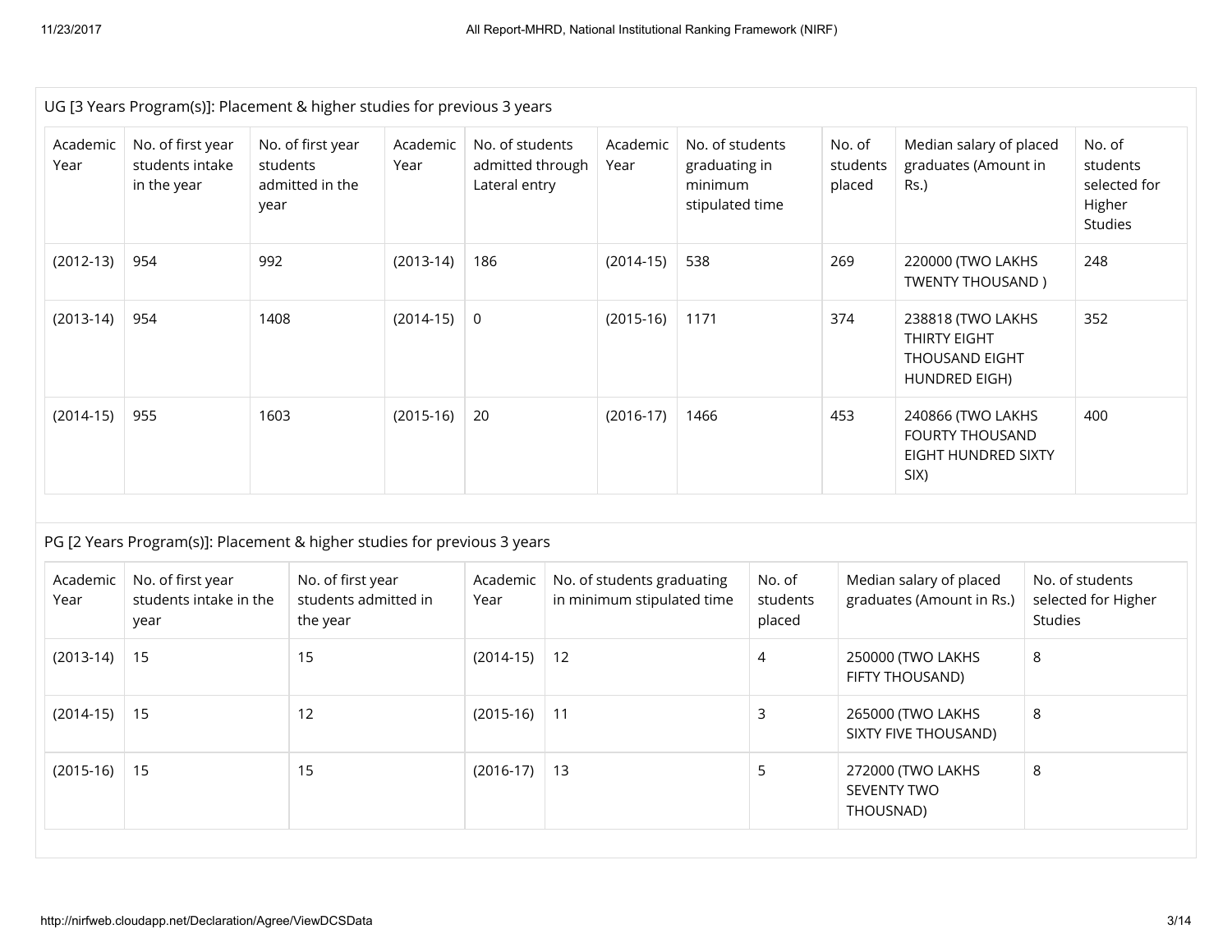UG [3 Years Program(s)]: Placement & higher studies for previous 3 years

| Academic Year | No. of first year students intake in the year | No. of first year students admitted in the year | Academic Year | No. of students admitted through Lateral entry | Academic Year | No. of students graduating in minimum stipulated time | No. of students placed | Median salary of placed graduates (Amount in Rs.) | No. of students selected for Higher Studies |
|---|---|---|---|---|---|---|---|---|---|
| (2012-13) | 954 | 992 | (2013-14) | 186 | (2014-15) | 538 | 269 | 220000 (TWO LAKHS TWENTY THOUSAND ) | 248 |
| (2013-14) | 954 | 1408 | (2014-15) | 0 | (2015-16) | 1171 | 374 | 238818 (TWO LAKHS THIRTY EIGHT THOUSAND EIGHT HUNDRED EIGH) | 352 |
| (2014-15) | 955 | 1603 | (2015-16) | 20 | (2016-17) | 1466 | 453 | 240866 (TWO LAKHS FOURTY THOUSAND EIGHT HUNDRED SIXTY SIX) | 400 |

PG [2 Years Program(s)]: Placement & higher studies for previous 3 years

| Academic Year | No. of first year students intake in the year | No. of first year students admitted in the year | Academic Year | No. of students graduating in minimum stipulated time | No. of students placed | Median salary of placed graduates (Amount in Rs.) | No. of students selected for Higher Studies |
|---|---|---|---|---|---|---|---|
| (2013-14) | 15 | 15 | (2014-15) | 12 | 4 | 250000 (TWO LAKHS FIFTY THOUSAND) | 8 |
| (2014-15) | 15 | 12 | (2015-16) | 11 | 3 | 265000 (TWO LAKHS SIXTY FIVE THOUSAND) | 8 |
| (2015-16) | 15 | 15 | (2016-17) | 13 | 5 | 272000 (TWO LAKHS SEVENTY TWO THOUSNAD) | 8 |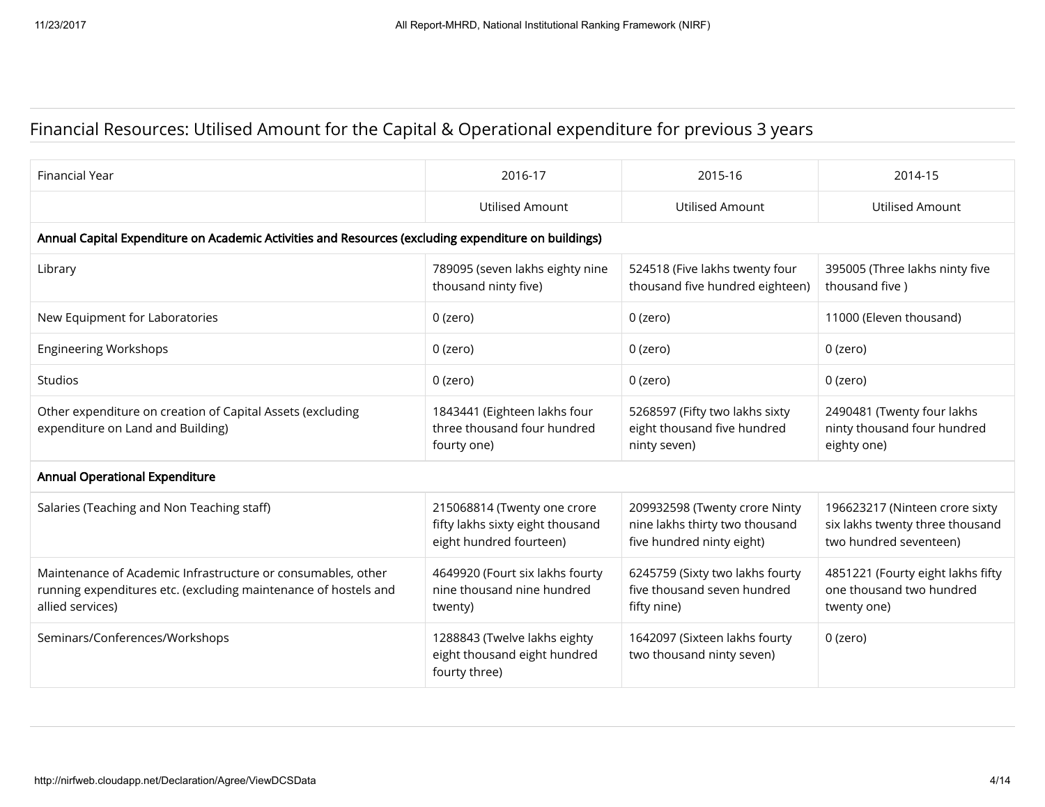## Financial Resources: Utilised Amount for the Capital & Operational expenditure for previous 3 years

| Financial Year | 2016-17 | 2015-16 | 2014-15 |
|---|---|---|---|
| | Utilised Amount | Utilised Amount | Utilised Amount |
| **Annual Capital Expenditure on Academic Activities and Resources (excluding expenditure on buildings)** | | | |
| Library | 789095 (seven lakhs eighty nine thousand ninty five) | 524518 (Five lakhs twenty four thousand five hundred eighteen) | 395005 (Three lakhs ninty five thousand five ) |
| New Equipment for Laboratories | 0 (zero) | 0 (zero) | 11000 (Eleven thousand) |
| Engineering Workshops | 0 (zero) | 0 (zero) | 0 (zero) |
| Studios | 0 (zero) | 0 (zero) | 0 (zero) |
| Other expenditure on creation of Capital Assets (excluding expenditure on Land and Building) | 1843441 (Eighteen lakhs four three thousand four hundred fourty one) | 5268597 (Fifty two lakhs sixty eight thousand five hundred ninty seven) | 2490481 (Twenty four lakhs ninty thousand four hundred eighty one) |
| **Annual Operational Expenditure** | | | |
| Salaries (Teaching and Non Teaching staff) | 215068814 (Twenty one crore fifty lakhs sixty eight thousand eight hundred fourteen) | 209932598 (Twenty crore Ninty nine lakhs thirty two thousand five hundred ninty eight) | 196623217 (Ninteen crore sixty six lakhs twenty three thousand two hundred seventeen) |
| Maintenance of Academic Infrastructure or consumables, other running expenditures etc. (excluding maintenance of hostels and allied services) | 4649920 (Fourt six lakhs fourty nine thousand nine hundred twenty) | 6245759 (Sixty two lakhs fourty five thousand seven hundred fifty nine) | 4851221 (Fourty eight lakhs fifty one thousand two hundred twenty one) |
| Seminars/Conferences/Workshops | 1288843 (Twelve lakhs eighty eight thousand eight hundred fourty three) | 1642097 (Sixteen lakhs fourty two thousand ninty seven) | 0 (zero) |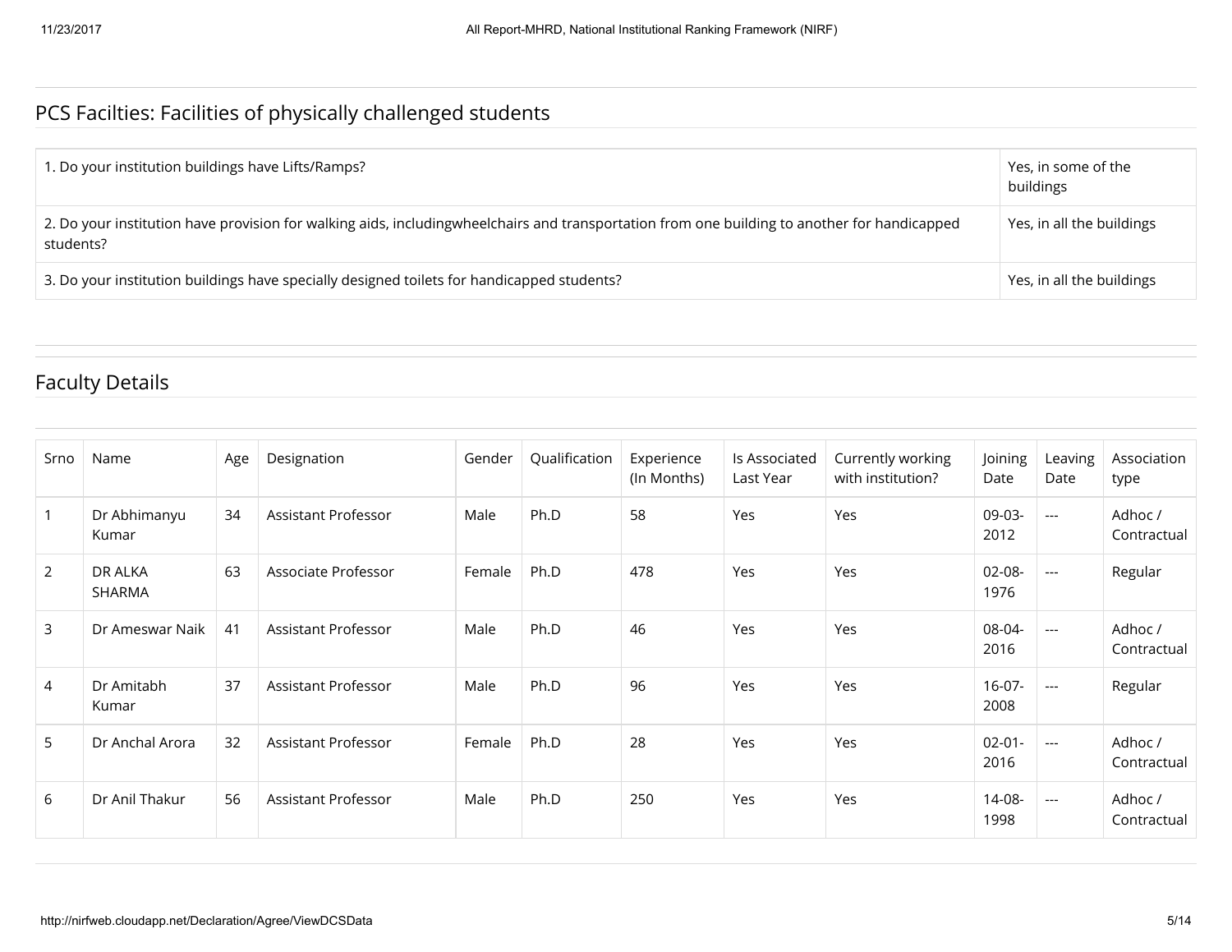## PCS Facilties: Facilities of physically challenged students

| | |
|---|---|
| 1. Do your institution buildings have Lifts/Ramps? | Yes, in some of the buildings |
| 2. Do your institution have provision for walking aids, includingwheelchairs and transportation from one building to another for handicapped students? | Yes, in all the buildings |
| 3. Do your institution buildings have specially designed toilets for handicapped students? | Yes, in all the buildings |

## Faculty Details

| Srno | Name | Age | Designation | Gender | Qualification | Experience (In Months) | Is Associated Last Year | Currently working with institution? | Joining Date | Leaving Date | Association type |
|---|---|---|---|---|---|---|---|---|---|---|---|
| 1 | Dr Abhimanyu Kumar | 34 | Assistant Professor | Male | Ph.D | 58 | Yes | Yes | 09-03-2012 | --- | Adhoc / Contractual |
| 2 | DR ALKA SHARMA | 63 | Associate Professor | Female | Ph.D | 478 | Yes | Yes | 02-08-1976 | --- | Regular |
| 3 | Dr Ameswar Naik | 41 | Assistant Professor | Male | Ph.D | 46 | Yes | Yes | 08-04-2016 | --- | Adhoc / Contractual |
| 4 | Dr Amitabh Kumar | 37 | Assistant Professor | Male | Ph.D | 96 | Yes | Yes | 16-07-2008 | --- | Regular |
| 5 | Dr Anchal Arora | 32 | Assistant Professor | Female | Ph.D | 28 | Yes | Yes | 02-01-2016 | --- | Adhoc / Contractual |
| 6 | Dr Anil Thakur | 56 | Assistant Professor | Male | Ph.D | 250 | Yes | Yes | 14-08-1998 | --- | Adhoc / Contractual |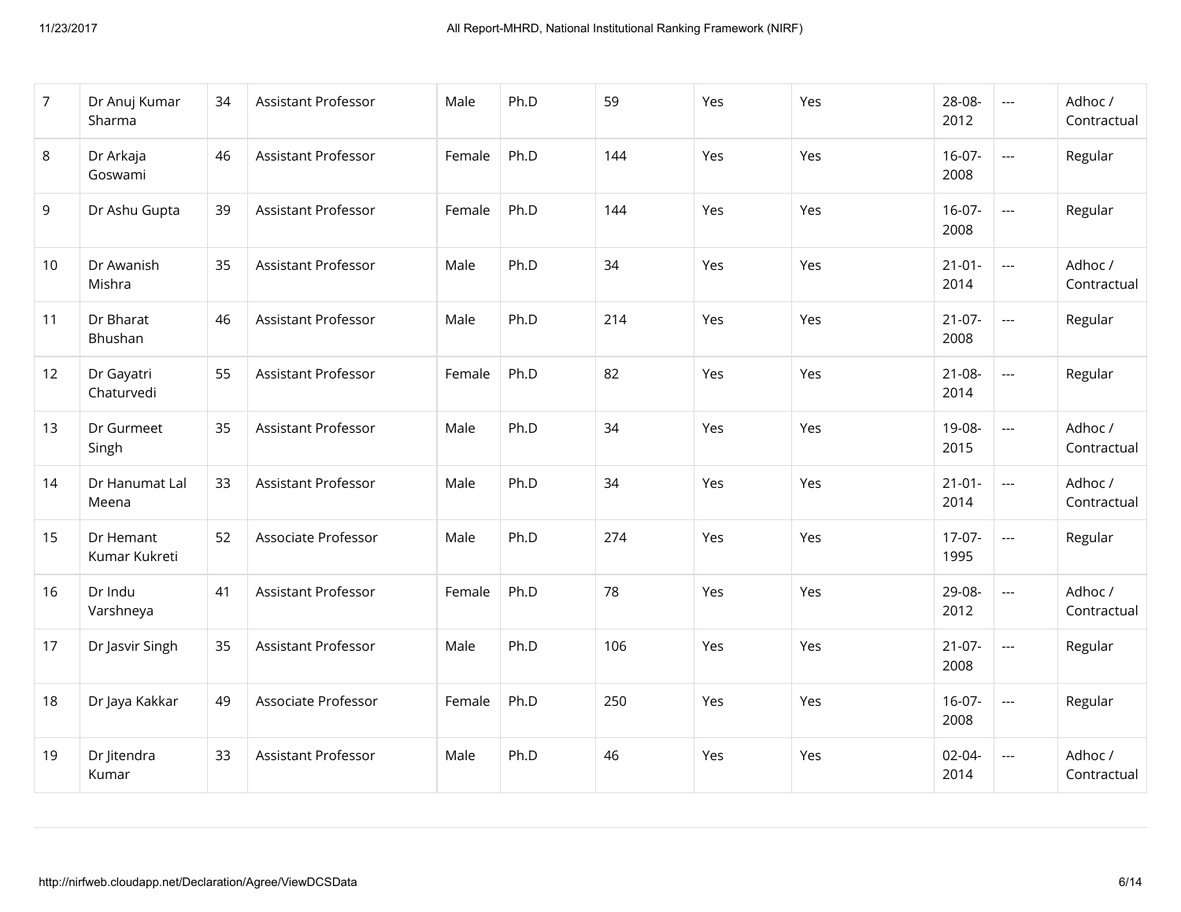| 7 | Dr Anuj Kumar Sharma | 34 | Assistant Professor | Male | Ph.D | 59 | Yes | Yes | 28-08-2012 | --- | Adhoc / Contractual |
|---|---|---|---|---|---|---|---|---|---|---|---|
| 8 | Dr Arkaja Goswami | 46 | Assistant Professor | Female | Ph.D | 144 | Yes | Yes | 16-07-2008 | --- | Regular |
| 9 | Dr Ashu Gupta | 39 | Assistant Professor | Female | Ph.D | 144 | Yes | Yes | 16-07-2008 | --- | Regular |
| 10 | Dr Awanish Mishra | 35 | Assistant Professor | Male | Ph.D | 34 | Yes | Yes | 21-01-2014 | --- | Adhoc / Contractual |
| 11 | Dr Bharat Bhushan | 46 | Assistant Professor | Male | Ph.D | 214 | Yes | Yes | 21-07-2008 | --- | Regular |
| 12 | Dr Gayatri Chaturvedi | 55 | Assistant Professor | Female | Ph.D | 82 | Yes | Yes | 21-08-2014 | --- | Regular |
| 13 | Dr Gurmeet Singh | 35 | Assistant Professor | Male | Ph.D | 34 | Yes | Yes | 19-08-2015 | --- | Adhoc / Contractual |
| 14 | Dr Hanumat Lal Meena | 33 | Assistant Professor | Male | Ph.D | 34 | Yes | Yes | 21-01-2014 | --- | Adhoc / Contractual |
| 15 | Dr Hemant Kumar Kukreti | 52 | Associate Professor | Male | Ph.D | 274 | Yes | Yes | 17-07-1995 | --- | Regular |
| 16 | Dr Indu Varshneya | 41 | Assistant Professor | Female | Ph.D | 78 | Yes | Yes | 29-08-2012 | --- | Adhoc / Contractual |
| 17 | Dr Jasvir Singh | 35 | Assistant Professor | Male | Ph.D | 106 | Yes | Yes | 21-07-2008 | --- | Regular |
| 18 | Dr Jaya Kakkar | 49 | Associate Professor | Female | Ph.D | 250 | Yes | Yes | 16-07-2008 | --- | Regular |
| 19 | Dr Jitendra Kumar | 33 | Assistant Professor | Male | Ph.D | 46 | Yes | Yes | 02-04-2014 | --- | Adhoc / Contractual |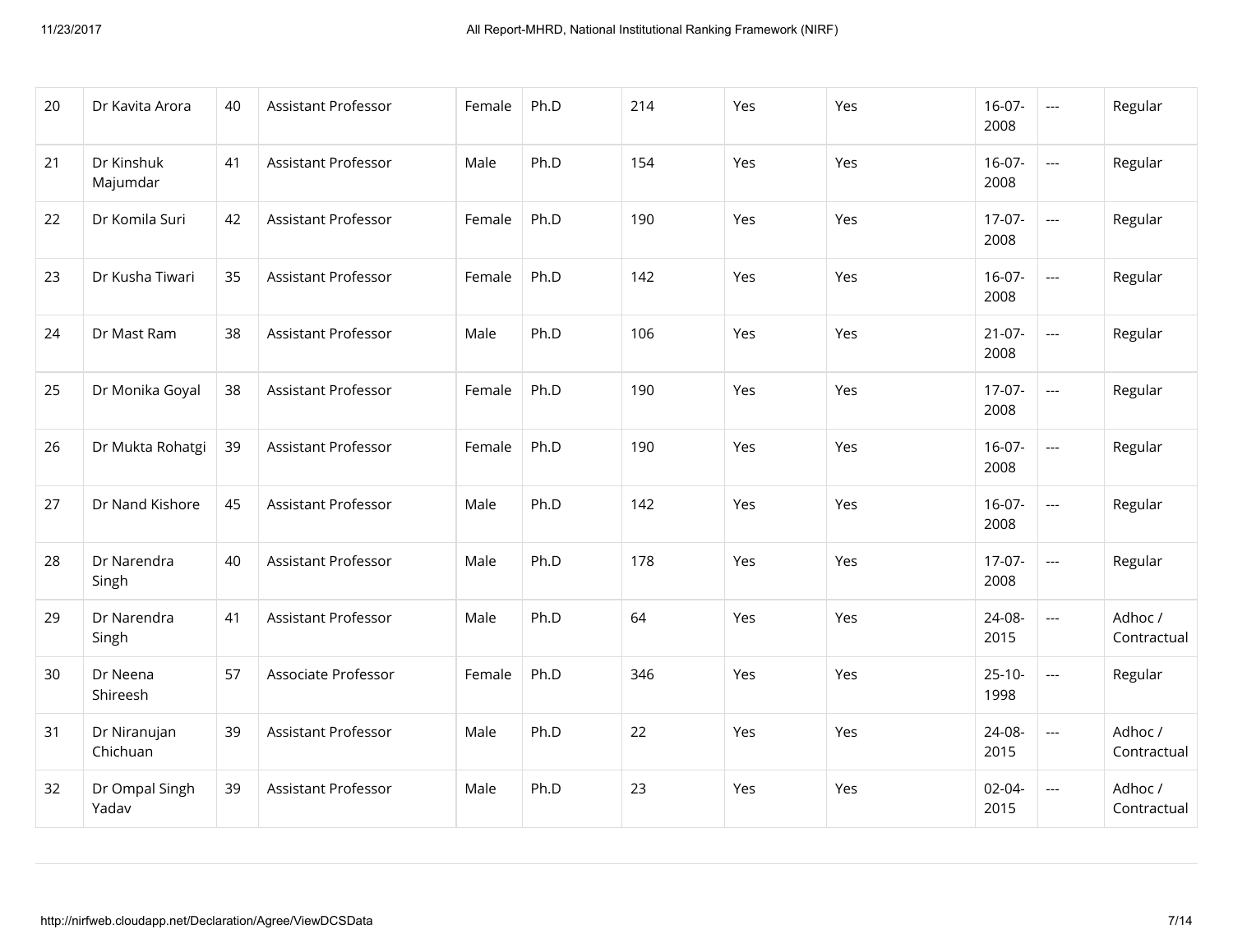| 20 | Dr Kavita Arora | 40 | Assistant Professor | Female | Ph.D | 214 | Yes | Yes | 16-07-2008 | --- | Regular |
|---|---|---|---|---|---|---|---|---|---|---|---|
| 21 | Dr Kinshuk Majumdar | 41 | Assistant Professor | Male | Ph.D | 154 | Yes | Yes | 16-07-2008 | --- | Regular |
| 22 | Dr Komila Suri | 42 | Assistant Professor | Female | Ph.D | 190 | Yes | Yes | 17-07-2008 | --- | Regular |
| 23 | Dr Kusha Tiwari | 35 | Assistant Professor | Female | Ph.D | 142 | Yes | Yes | 16-07-2008 | --- | Regular |
| 24 | Dr Mast Ram | 38 | Assistant Professor | Male | Ph.D | 106 | Yes | Yes | 21-07-2008 | --- | Regular |
| 25 | Dr Monika Goyal | 38 | Assistant Professor | Female | Ph.D | 190 | Yes | Yes | 17-07-2008 | --- | Regular |
| 26 | Dr Mukta Rohatgi | 39 | Assistant Professor | Female | Ph.D | 190 | Yes | Yes | 16-07-2008 | --- | Regular |
| 27 | Dr Nand Kishore | 45 | Assistant Professor | Male | Ph.D | 142 | Yes | Yes | 16-07-2008 | --- | Regular |
| 28 | Dr Narendra Singh | 40 | Assistant Professor | Male | Ph.D | 178 | Yes | Yes | 17-07-2008 | --- | Regular |
| 29 | Dr Narendra Singh | 41 | Assistant Professor | Male | Ph.D | 64 | Yes | Yes | 24-08-2015 | --- | Adhoc / Contractual |
| 30 | Dr Neena Shireesh | 57 | Associate Professor | Female | Ph.D | 346 | Yes | Yes | 25-10-1998 | --- | Regular |
| 31 | Dr Niranujan Chichuan | 39 | Assistant Professor | Male | Ph.D | 22 | Yes | Yes | 24-08-2015 | --- | Adhoc / Contractual |
| 32 | Dr Ompal Singh Yadav | 39 | Assistant Professor | Male | Ph.D | 23 | Yes | Yes | 02-04-2015 | --- | Adhoc / Contractual |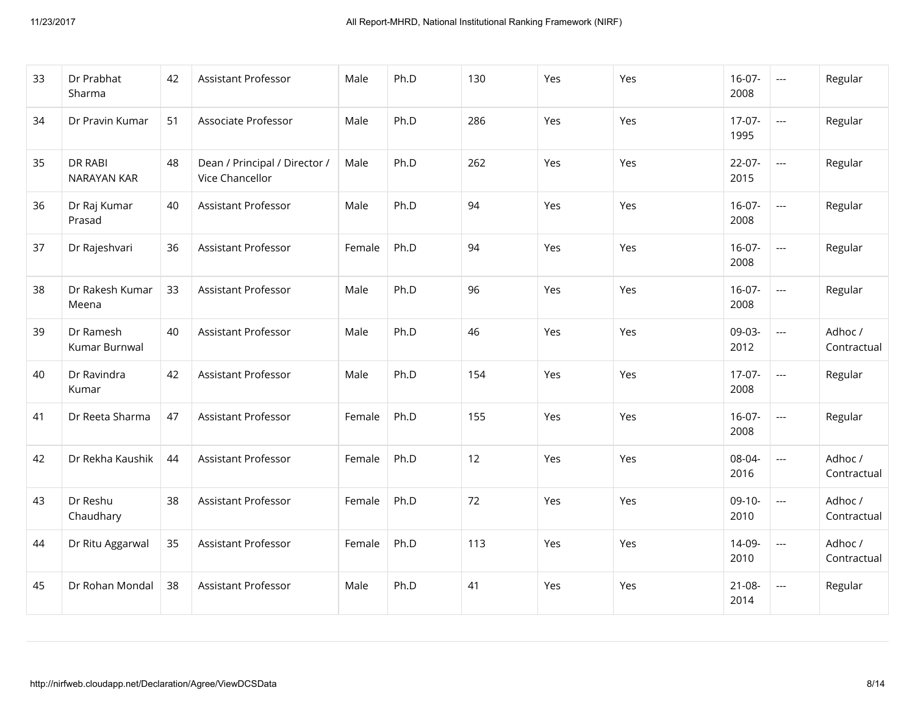| 33 | Dr Prabhat Sharma | 42 | Assistant Professor | Male | Ph.D | 130 | Yes | Yes | 16-07-2008 | --- | Regular |
|---|---|---|---|---|---|---|---|---|---|---|---|
| 34 | Dr Pravin Kumar | 51 | Associate Professor | Male | Ph.D | 286 | Yes | Yes | 17-07-1995 | --- | Regular |
| 35 | DR RABI NARAYAN KAR | 48 | Dean / Principal / Director / Vice Chancellor | Male | Ph.D | 262 | Yes | Yes | 22-07-2015 | --- | Regular |
| 36 | Dr Raj Kumar Prasad | 40 | Assistant Professor | Male | Ph.D | 94 | Yes | Yes | 16-07-2008 | --- | Regular |
| 37 | Dr Rajeshvari | 36 | Assistant Professor | Female | Ph.D | 94 | Yes | Yes | 16-07-2008 | --- | Regular |
| 38 | Dr Rakesh Kumar Meena | 33 | Assistant Professor | Male | Ph.D | 96 | Yes | Yes | 16-07-2008 | --- | Regular |
| 39 | Dr Ramesh Kumar Burnwal | 40 | Assistant Professor | Male | Ph.D | 46 | Yes | Yes | 09-03-2012 | --- | Adhoc / Contractual |
| 40 | Dr Ravindra Kumar | 42 | Assistant Professor | Male | Ph.D | 154 | Yes | Yes | 17-07-2008 | --- | Regular |
| 41 | Dr Reeta Sharma | 47 | Assistant Professor | Female | Ph.D | 155 | Yes | Yes | 16-07-2008 | --- | Regular |
| 42 | Dr Rekha Kaushik | 44 | Assistant Professor | Female | Ph.D | 12 | Yes | Yes | 08-04-2016 | --- | Adhoc / Contractual |
| 43 | Dr Reshu Chaudhary | 38 | Assistant Professor | Female | Ph.D | 72 | Yes | Yes | 09-10-2010 | --- | Adhoc / Contractual |
| 44 | Dr Ritu Aggarwal | 35 | Assistant Professor | Female | Ph.D | 113 | Yes | Yes | 14-09-2010 | --- | Adhoc / Contractual |
| 45 | Dr Rohan Mondal | 38 | Assistant Professor | Male | Ph.D | 41 | Yes | Yes | 21-08-2014 | --- | Regular |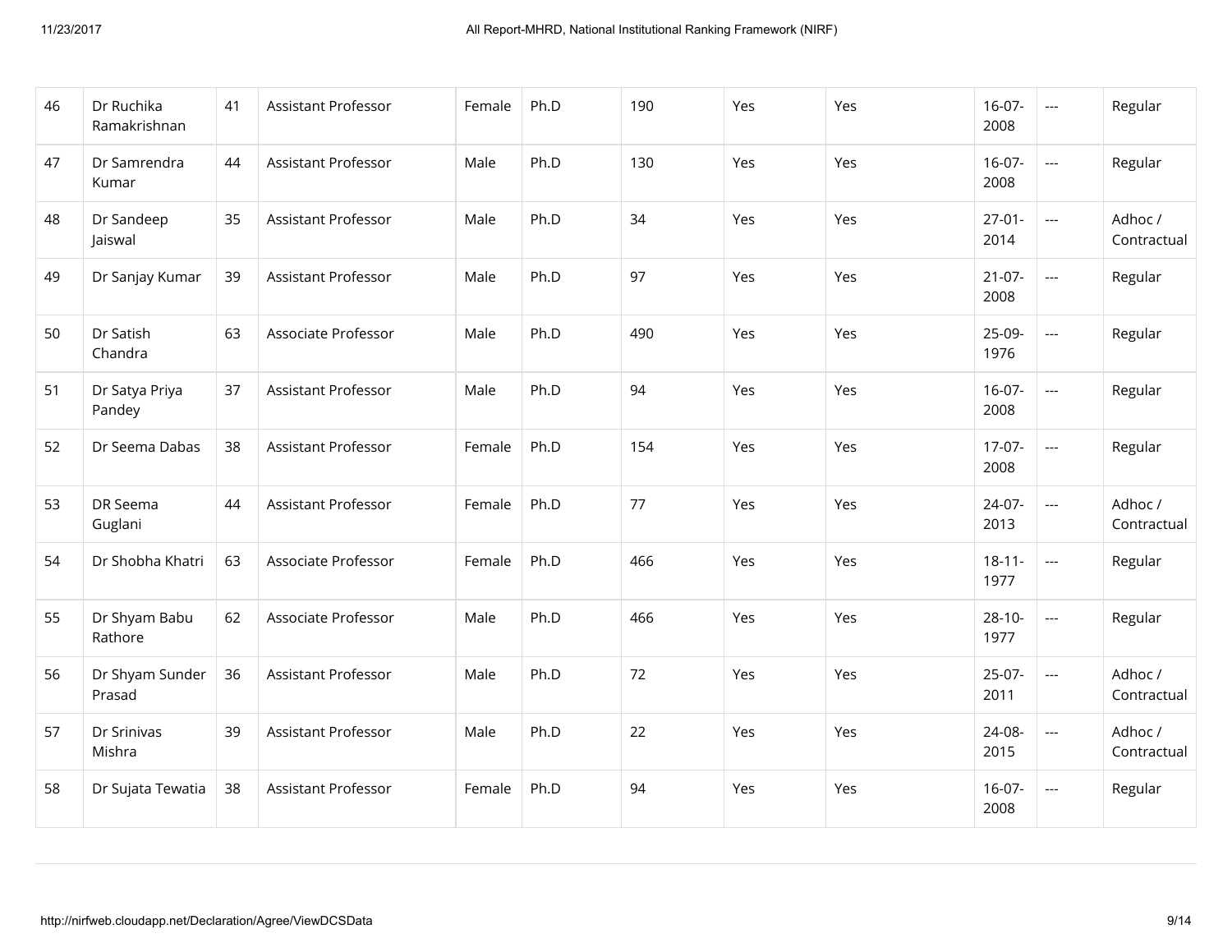| 46 | Dr Ruchika Ramakrishnan | 41 | Assistant Professor | Female | Ph.D | 190 | Yes | Yes | 16-07-2008 | --- | Regular |
|---|---|---|---|---|---|---|---|---|---|---|---|
| 47 | Dr Samrendra Kumar | 44 | Assistant Professor | Male | Ph.D | 130 | Yes | Yes | 16-07-2008 | --- | Regular |
| 48 | Dr Sandeep Jaiswal | 35 | Assistant Professor | Male | Ph.D | 34 | Yes | Yes | 27-01-2014 | --- | Adhoc / Contractual |
| 49 | Dr Sanjay Kumar | 39 | Assistant Professor | Male | Ph.D | 97 | Yes | Yes | 21-07-2008 | --- | Regular |
| 50 | Dr Satish Chandra | 63 | Associate Professor | Male | Ph.D | 490 | Yes | Yes | 25-09-1976 | --- | Regular |
| 51 | Dr Satya Priya Pandey | 37 | Assistant Professor | Male | Ph.D | 94 | Yes | Yes | 16-07-2008 | --- | Regular |
| 52 | Dr Seema Dabas | 38 | Assistant Professor | Female | Ph.D | 154 | Yes | Yes | 17-07-2008 | --- | Regular |
| 53 | DR Seema Guglani | 44 | Assistant Professor | Female | Ph.D | 77 | Yes | Yes | 24-07-2013 | --- | Adhoc / Contractual |
| 54 | Dr Shobha Khatri | 63 | Associate Professor | Female | Ph.D | 466 | Yes | Yes | 18-11-1977 | --- | Regular |
| 55 | Dr Shyam Babu Rathore | 62 | Associate Professor | Male | Ph.D | 466 | Yes | Yes | 28-10-1977 | --- | Regular |
| 56 | Dr Shyam Sunder Prasad | 36 | Assistant Professor | Male | Ph.D | 72 | Yes | Yes | 25-07-2011 | --- | Adhoc / Contractual |
| 57 | Dr Srinivas Mishra | 39 | Assistant Professor | Male | Ph.D | 22 | Yes | Yes | 24-08-2015 | --- | Adhoc / Contractual |
| 58 | Dr Sujata Tewatia | 38 | Assistant Professor | Female | Ph.D | 94 | Yes | Yes | 16-07-2008 | --- | Regular |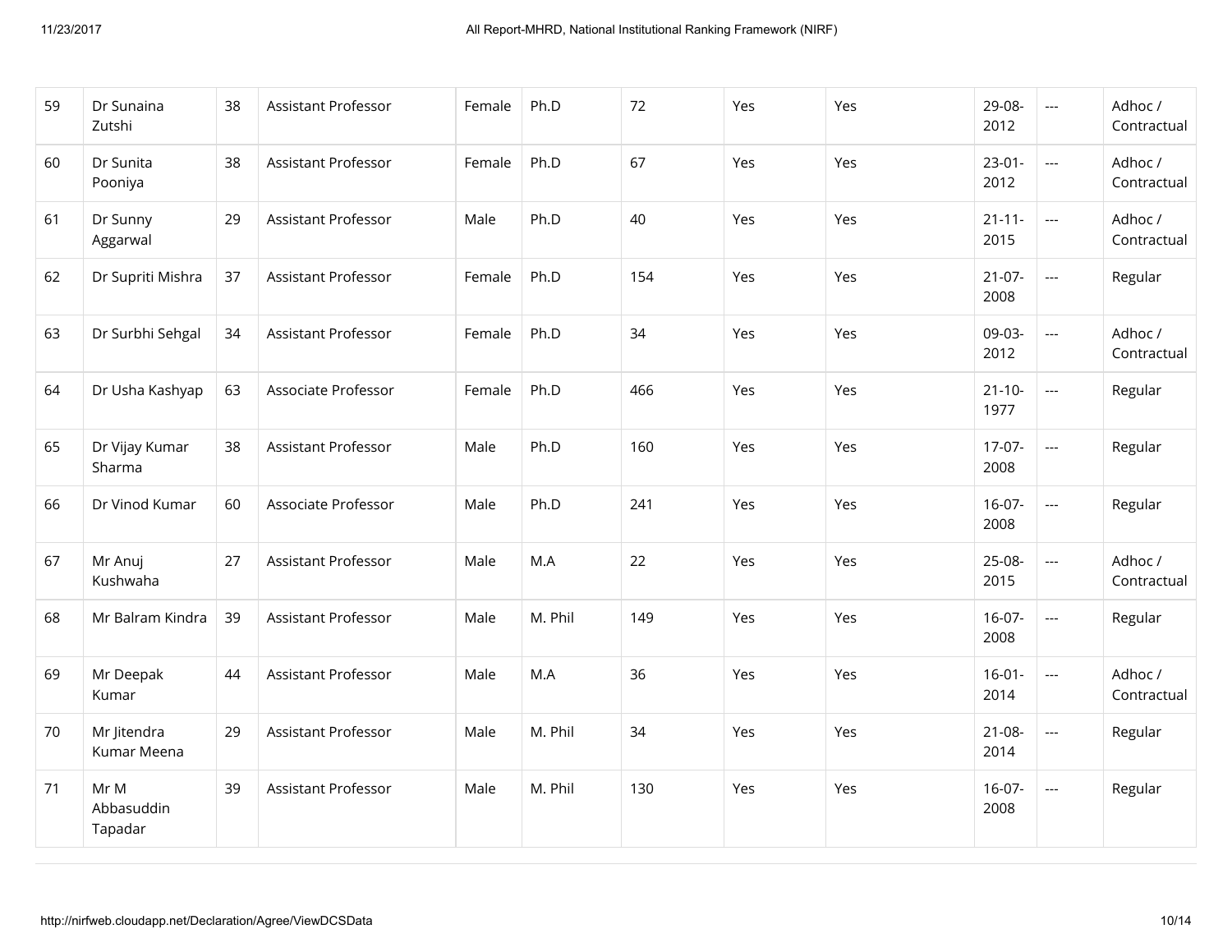| 59 | Dr Sunaina Zutshi | 38 | Assistant Professor | Female | Ph.D | 72 | Yes | Yes | 29-08-2012 | --- | Adhoc / Contractual |
|---|---|---|---|---|---|---|---|---|---|---|---|
| 60 | Dr Sunita Pooniya | 38 | Assistant Professor | Female | Ph.D | 67 | Yes | Yes | 23-01-2012 | --- | Adhoc / Contractual |
| 61 | Dr Sunny Aggarwal | 29 | Assistant Professor | Male | Ph.D | 40 | Yes | Yes | 21-11-2015 | --- | Adhoc / Contractual |
| 62 | Dr Supriti Mishra | 37 | Assistant Professor | Female | Ph.D | 154 | Yes | Yes | 21-07-2008 | --- | Regular |
| 63 | Dr Surbhi Sehgal | 34 | Assistant Professor | Female | Ph.D | 34 | Yes | Yes | 09-03-2012 | --- | Adhoc / Contractual |
| 64 | Dr Usha Kashyap | 63 | Associate Professor | Female | Ph.D | 466 | Yes | Yes | 21-10-1977 | --- | Regular |
| 65 | Dr Vijay Kumar Sharma | 38 | Assistant Professor | Male | Ph.D | 160 | Yes | Yes | 17-07-2008 | --- | Regular |
| 66 | Dr Vinod Kumar | 60 | Associate Professor | Male | Ph.D | 241 | Yes | Yes | 16-07-2008 | --- | Regular |
| 67 | Mr Anuj Kushwaha | 27 | Assistant Professor | Male | M.A | 22 | Yes | Yes | 25-08-2015 | --- | Adhoc / Contractual |
| 68 | Mr Balram Kindra | 39 | Assistant Professor | Male | M. Phil | 149 | Yes | Yes | 16-07-2008 | --- | Regular |
| 69 | Mr Deepak Kumar | 44 | Assistant Professor | Male | M.A | 36 | Yes | Yes | 16-01-2014 | --- | Adhoc / Contractual |
| 70 | Mr Jitendra Kumar Meena | 29 | Assistant Professor | Male | M. Phil | 34 | Yes | Yes | 21-08-2014 | --- | Regular |
| 71 | Mr M Abbasuddin Tapadar | 39 | Assistant Professor | Male | M. Phil | 130 | Yes | Yes | 16-07-2008 | --- | Regular |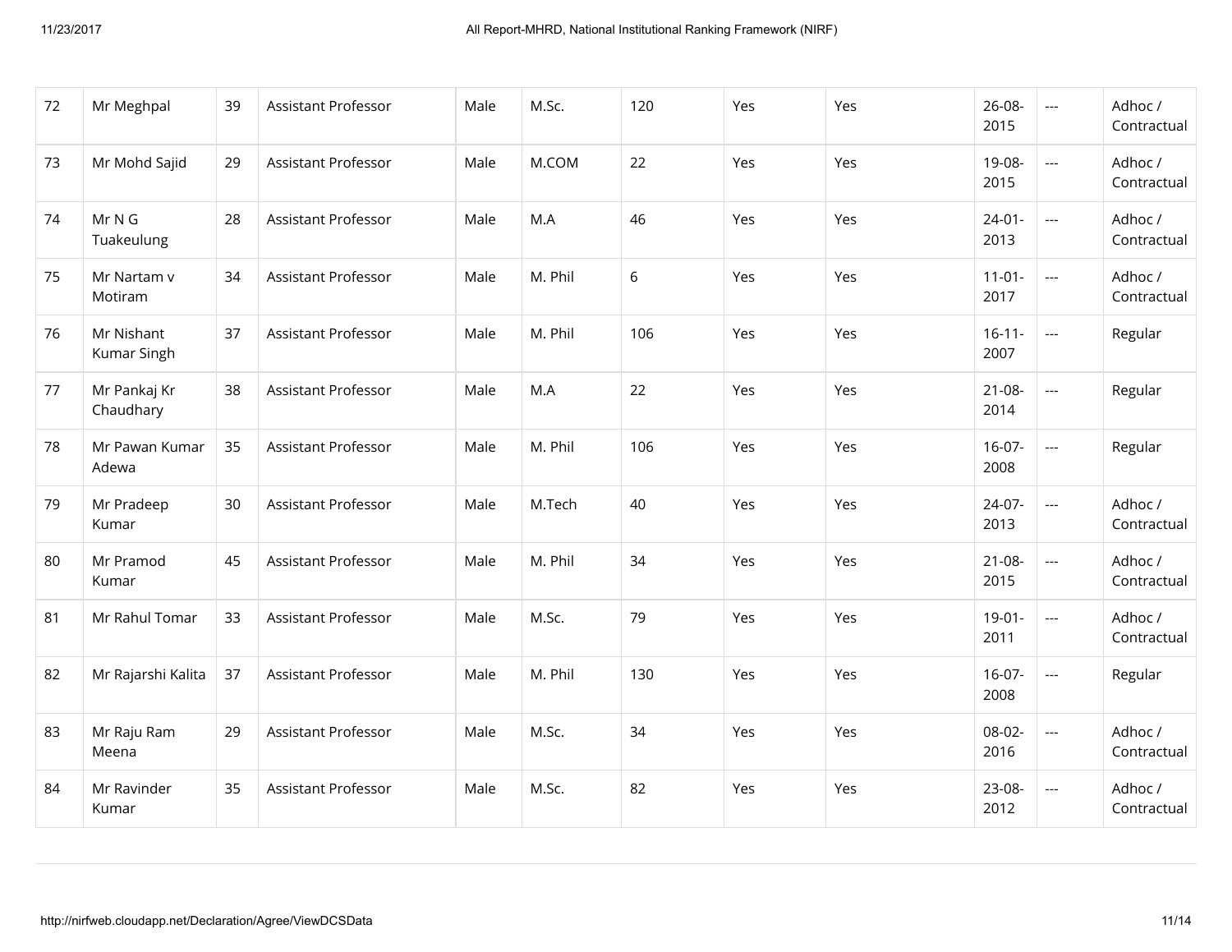| 72 | Mr Meghpal | 39 | Assistant Professor | Male | M.Sc. | 120 | Yes | Yes | 26-08-2015 | --- | Adhoc / Contractual |
|---|---|---|---|---|---|---|---|---|---|---|---|
| 73 | Mr Mohd Sajid | 29 | Assistant Professor | Male | M.COM | 22 | Yes | Yes | 19-08-2015 | --- | Adhoc / Contractual |
| 74 | Mr N G Tuakeulung | 28 | Assistant Professor | Male | M.A | 46 | Yes | Yes | 24-01-2013 | --- | Adhoc / Contractual |
| 75 | Mr Nartam v Motiram | 34 | Assistant Professor | Male | M. Phil | 6 | Yes | Yes | 11-01-2017 | --- | Adhoc / Contractual |
| 76 | Mr Nishant Kumar Singh | 37 | Assistant Professor | Male | M. Phil | 106 | Yes | Yes | 16-11-2007 | --- | Regular |
| 77 | Mr Pankaj Kr Chaudhary | 38 | Assistant Professor | Male | M.A | 22 | Yes | Yes | 21-08-2014 | --- | Regular |
| 78 | Mr Pawan Kumar Adewa | 35 | Assistant Professor | Male | M. Phil | 106 | Yes | Yes | 16-07-2008 | --- | Regular |
| 79 | Mr Pradeep Kumar | 30 | Assistant Professor | Male | M.Tech | 40 | Yes | Yes | 24-07-2013 | --- | Adhoc / Contractual |
| 80 | Mr Pramod Kumar | 45 | Assistant Professor | Male | M. Phil | 34 | Yes | Yes | 21-08-2015 | --- | Adhoc / Contractual |
| 81 | Mr Rahul Tomar | 33 | Assistant Professor | Male | M.Sc. | 79 | Yes | Yes | 19-01-2011 | --- | Adhoc / Contractual |
| 82 | Mr Rajarshi Kalita | 37 | Assistant Professor | Male | M. Phil | 130 | Yes | Yes | 16-07-2008 | --- | Regular |
| 83 | Mr Raju Ram Meena | 29 | Assistant Professor | Male | M.Sc. | 34 | Yes | Yes | 08-02-2016 | --- | Adhoc / Contractual |
| 84 | Mr Ravinder Kumar | 35 | Assistant Professor | Male | M.Sc. | 82 | Yes | Yes | 23-08-2012 | --- | Adhoc / Contractual |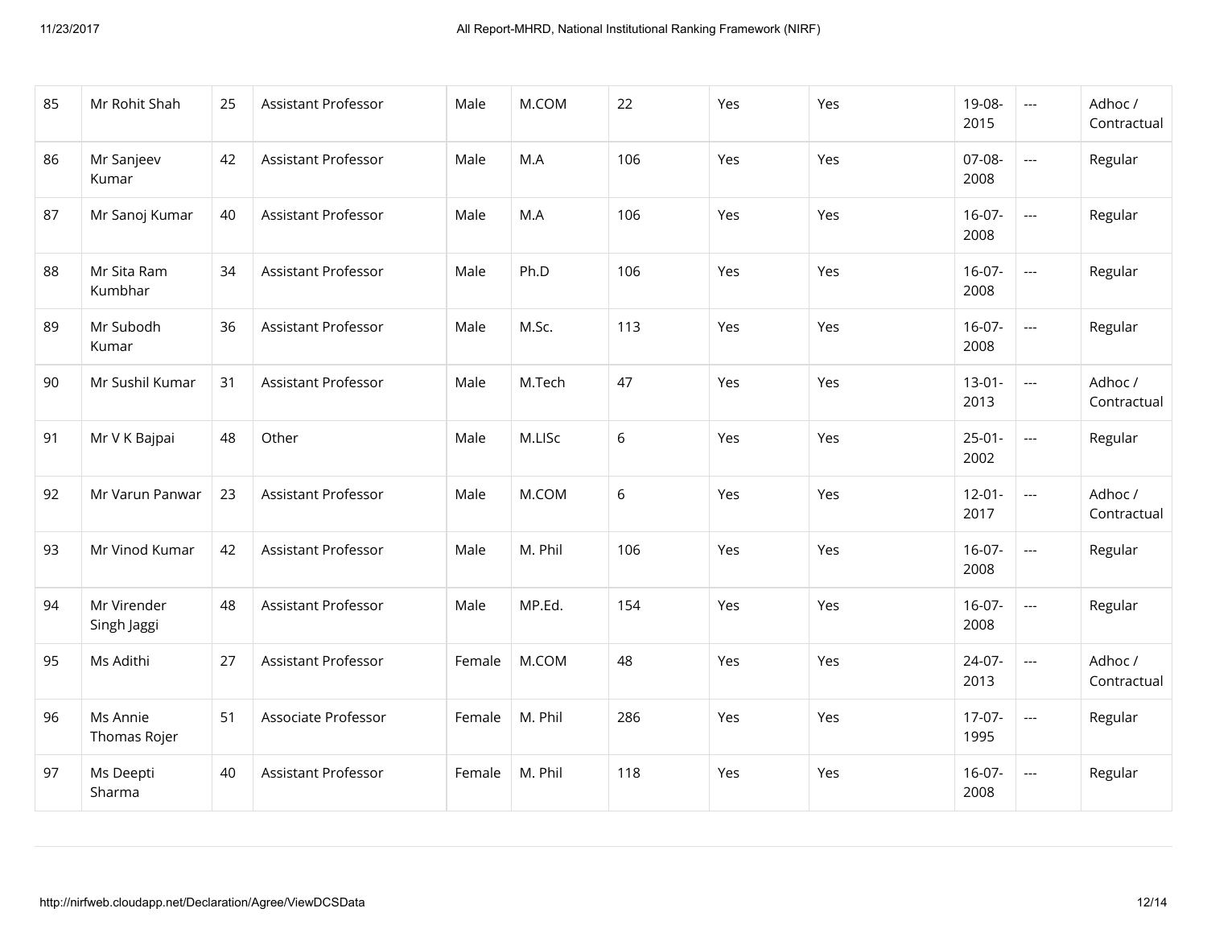| 85 | Mr Rohit Shah | 25 | Assistant Professor | Male | M.COM | 22 | Yes | Yes | 19-08-2015 | --- | Adhoc / Contractual |
|---|---|---|---|---|---|---|---|---|---|---|---|
| 86 | Mr Sanjeev Kumar | 42 | Assistant Professor | Male | M.A | 106 | Yes | Yes | 07-08-2008 | --- | Regular |
| 87 | Mr Sanoj Kumar | 40 | Assistant Professor | Male | M.A | 106 | Yes | Yes | 16-07-2008 | --- | Regular |
| 88 | Mr Sita Ram Kumbhar | 34 | Assistant Professor | Male | Ph.D | 106 | Yes | Yes | 16-07-2008 | --- | Regular |
| 89 | Mr Subodh Kumar | 36 | Assistant Professor | Male | M.Sc. | 113 | Yes | Yes | 16-07-2008 | --- | Regular |
| 90 | Mr Sushil Kumar | 31 | Assistant Professor | Male | M.Tech | 47 | Yes | Yes | 13-01-2013 | --- | Adhoc / Contractual |
| 91 | Mr V K Bajpai | 48 | Other | Male | M.LISc | 6 | Yes | Yes | 25-01-2002 | --- | Regular |
| 92 | Mr Varun Panwar | 23 | Assistant Professor | Male | M.COM | 6 | Yes | Yes | 12-01-2017 | --- | Adhoc / Contractual |
| 93 | Mr Vinod Kumar | 42 | Assistant Professor | Male | M. Phil | 106 | Yes | Yes | 16-07-2008 | --- | Regular |
| 94 | Mr Virender Singh Jaggi | 48 | Assistant Professor | Male | MP.Ed. | 154 | Yes | Yes | 16-07-2008 | --- | Regular |
| 95 | Ms Adithi | 27 | Assistant Professor | Female | M.COM | 48 | Yes | Yes | 24-07-2013 | --- | Adhoc / Contractual |
| 96 | Ms Annie Thomas Rojer | 51 | Associate Professor | Female | M. Phil | 286 | Yes | Yes | 17-07-1995 | --- | Regular |
| 97 | Ms Deepti Sharma | 40 | Assistant Professor | Female | M. Phil | 118 | Yes | Yes | 16-07-2008 | --- | Regular |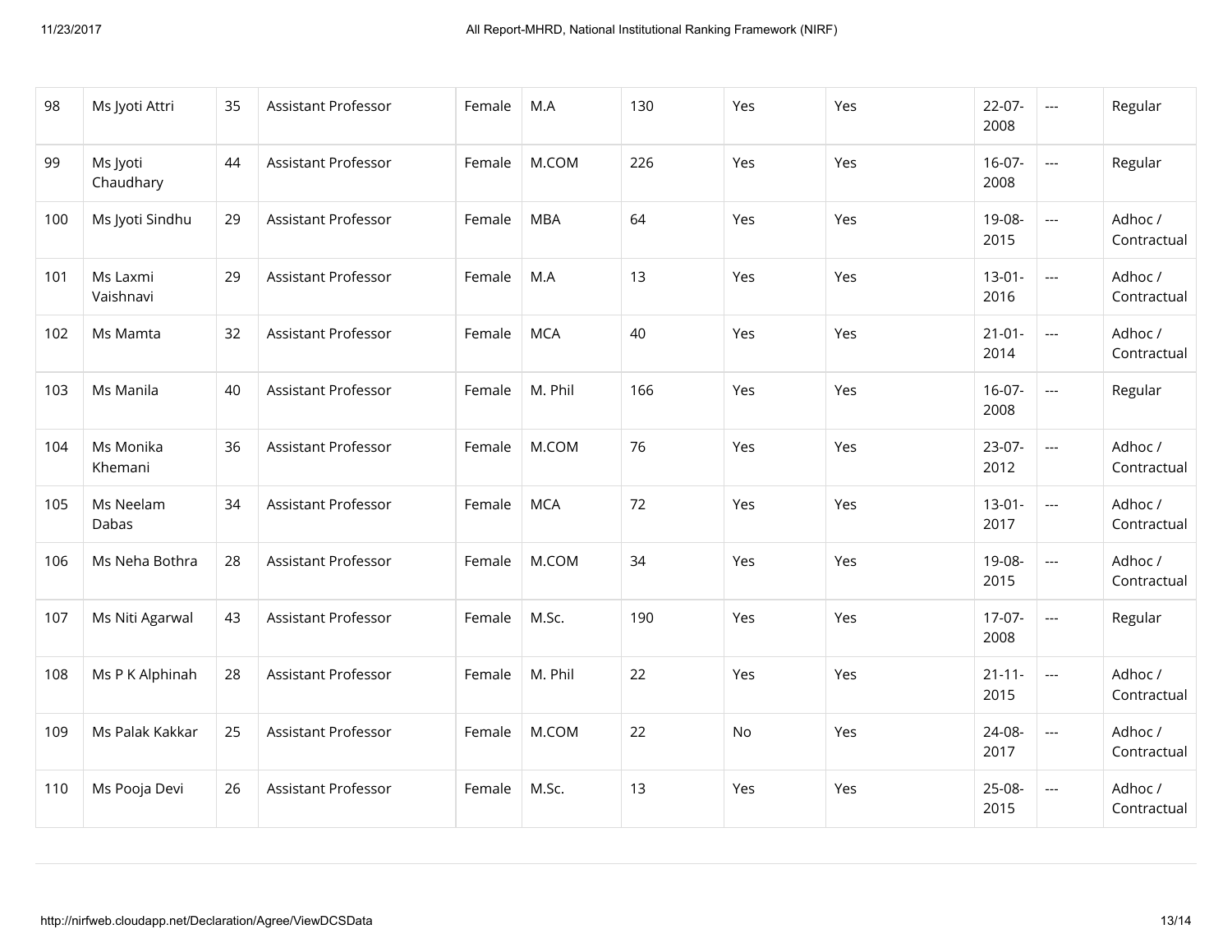| | | | | | | | | | | | |
|---|---|---|---|---|---|---|---|---|---|---|---|
| 98 | Ms Jyoti Attri | 35 | Assistant Professor | Female | M.A | 130 | Yes | Yes | 22-07-2008 | --- | Regular |
| 99 | Ms Jyoti Chaudhary | 44 | Assistant Professor | Female | M.COM | 226 | Yes | Yes | 16-07-2008 | --- | Regular |
| 100 | Ms Jyoti Sindhu | 29 | Assistant Professor | Female | MBA | 64 | Yes | Yes | 19-08-2015 | --- | Adhoc / Contractual |
| 101 | Ms Laxmi Vaishnavi | 29 | Assistant Professor | Female | M.A | 13 | Yes | Yes | 13-01-2016 | --- | Adhoc / Contractual |
| 102 | Ms Mamta | 32 | Assistant Professor | Female | MCA | 40 | Yes | Yes | 21-01-2014 | --- | Adhoc / Contractual |
| 103 | Ms Manila | 40 | Assistant Professor | Female | M. Phil | 166 | Yes | Yes | 16-07-2008 | --- | Regular |
| 104 | Ms Monika Khemani | 36 | Assistant Professor | Female | M.COM | 76 | Yes | Yes | 23-07-2012 | --- | Adhoc / Contractual |
| 105 | Ms Neelam Dabas | 34 | Assistant Professor | Female | MCA | 72 | Yes | Yes | 13-01-2017 | --- | Adhoc / Contractual |
| 106 | Ms Neha Bothra | 28 | Assistant Professor | Female | M.COM | 34 | Yes | Yes | 19-08-2015 | --- | Adhoc / Contractual |
| 107 | Ms Niti Agarwal | 43 | Assistant Professor | Female | M.Sc. | 190 | Yes | Yes | 17-07-2008 | --- | Regular |
| 108 | Ms P K Alphinah | 28 | Assistant Professor | Female | M. Phil | 22 | Yes | Yes | 21-11-2015 | --- | Adhoc / Contractual |
| 109 | Ms Palak Kakkar | 25 | Assistant Professor | Female | M.COM | 22 | No | Yes | 24-08-2017 | --- | Adhoc / Contractual |
| 110 | Ms Pooja Devi | 26 | Assistant Professor | Female | M.Sc. | 13 | Yes | Yes | 25-08-2015 | --- | Adhoc / Contractual |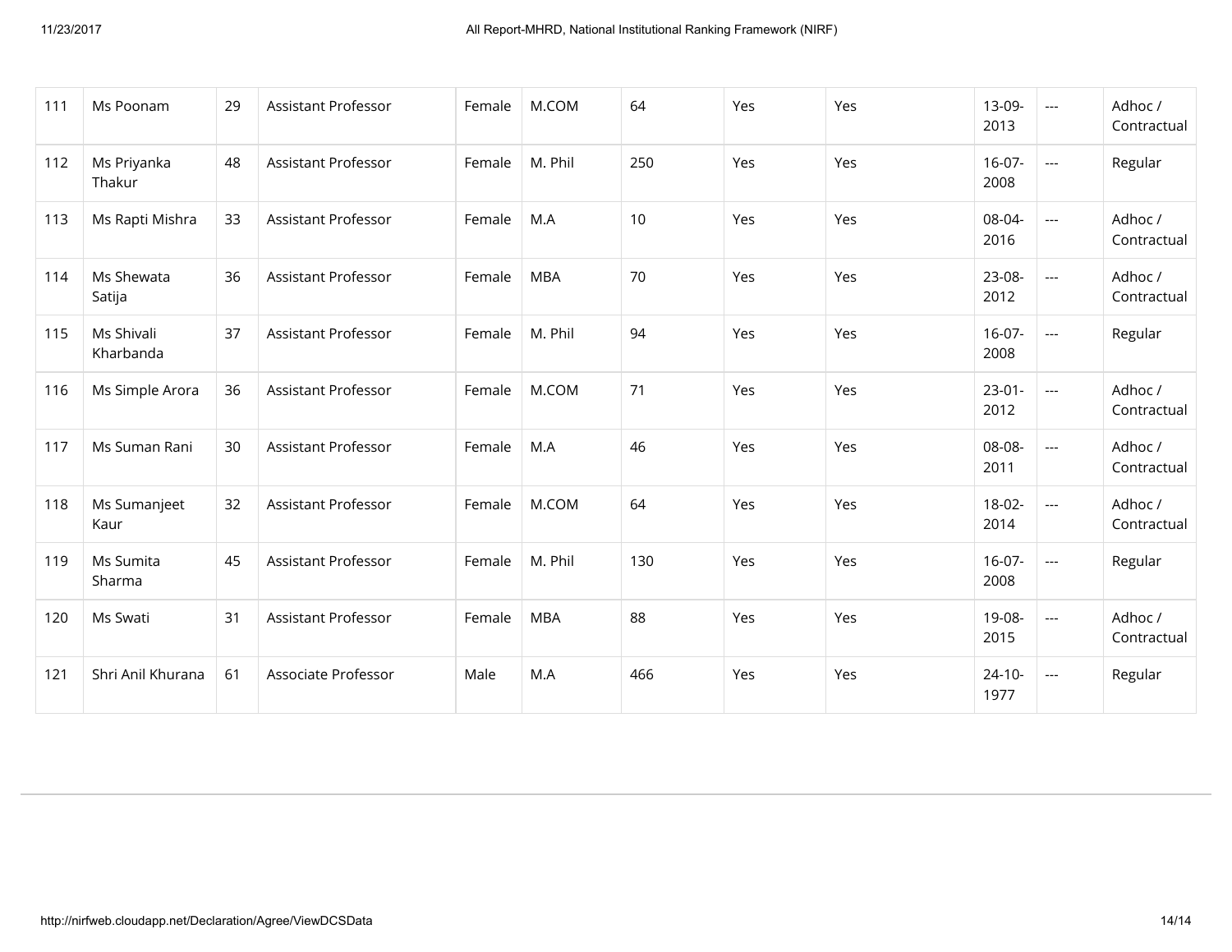| | | | | | | | | | | | |
|---|---|---|---|---|---|---|---|---|---|---|---|
| 111 | Ms Poonam | 29 | Assistant Professor | Female | M.COM | 64 | Yes | Yes | 13-09-2013 | --- | Adhoc / Contractual |
| 112 | Ms Priyanka Thakur | 48 | Assistant Professor | Female | M. Phil | 250 | Yes | Yes | 16-07-2008 | --- | Regular |
| 113 | Ms Rapti Mishra | 33 | Assistant Professor | Female | M.A | 10 | Yes | Yes | 08-04-2016 | --- | Adhoc / Contractual |
| 114 | Ms Shewata Satija | 36 | Assistant Professor | Female | MBA | 70 | Yes | Yes | 23-08-2012 | --- | Adhoc / Contractual |
| 115 | Ms Shivali Kharbanda | 37 | Assistant Professor | Female | M. Phil | 94 | Yes | Yes | 16-07-2008 | --- | Regular |
| 116 | Ms Simple Arora | 36 | Assistant Professor | Female | M.COM | 71 | Yes | Yes | 23-01-2012 | --- | Adhoc / Contractual |
| 117 | Ms Suman Rani | 30 | Assistant Professor | Female | M.A | 46 | Yes | Yes | 08-08-2011 | --- | Adhoc / Contractual |
| 118 | Ms Sumanjeet Kaur | 32 | Assistant Professor | Female | M.COM | 64 | Yes | Yes | 18-02-2014 | --- | Adhoc / Contractual |
| 119 | Ms Sumita Sharma | 45 | Assistant Professor | Female | M. Phil | 130 | Yes | Yes | 16-07-2008 | --- | Regular |
| 120 | Ms Swati | 31 | Assistant Professor | Female | MBA | 88 | Yes | Yes | 19-08-2015 | --- | Adhoc / Contractual |
| 121 | Shri Anil Khurana | 61 | Associate Professor | Male | M.A | 466 | Yes | Yes | 24-10-1977 | --- | Regular |